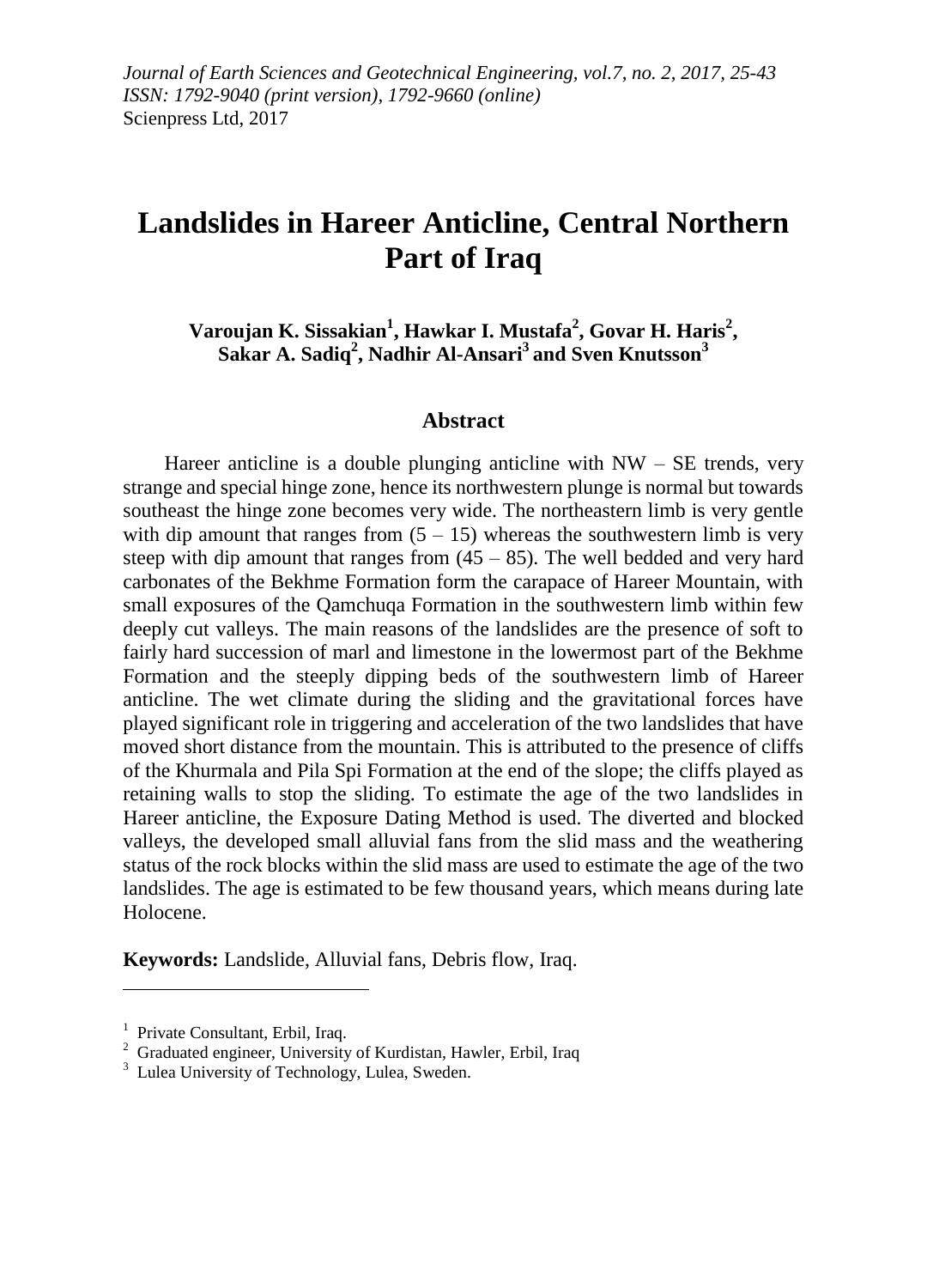# Landslides in Hareer Anticline, Central Northern Part of Iraq

**Varoujan K. Sissakian[1], Hawkar I. Mustafa[2], Govar H. Haris[2], Sakar A. Sadiq[2], Nadhir Al-Ansari[3] and Sven Knutsson[3]**

## Abstract

Hareer anticline is a double plunging anticline with NW – SE trends, very strange and special hinge zone, hence its northwestern plunge is normal but towards southeast the hinge zone becomes very wide. The northeastern limb is very gentle with dip amount that ranges from (5 – 15) whereas the southwestern limb is very steep with dip amount that ranges from (45 – 85). The well bedded and very hard carbonates of the Bekhme Formation form the carapace of Hareer Mountain, with small exposures of the Qamchuqa Formation in the southwestern limb within few deeply cut valleys. The main reasons of the landslides are the presence of soft to fairly hard succession of marl and limestone in the lowermost part of the Bekhme Formation and the steeply dipping beds of the southwestern limb of Hareer anticline. The wet climate during the sliding and the gravitational forces have played significant role in triggering and acceleration of the two landslides that have moved short distance from the mountain. This is attributed to the presence of cliffs of the Khurmala and Pila Spi Formation at the end of the slope; the cliffs played as retaining walls to stop the sliding. To estimate the age of the two landslides in Hareer anticline, the Exposure Dating Method is used. The diverted and blocked valleys, the developed small alluvial fans from the slid mass and the weathering status of the rock blocks within the slid mass are used to estimate the age of the two landslides. The age is estimated to be few thousand years, which means during late Holocene.

**Keywords:** Landslide, Alluvial fans, Debris flow, Iraq.

---

[1] Private Consultant, Erbil, Iraq.
[2] Graduated engineer, University of Kurdistan, Hawler, Erbil, Iraq
[3] Lulea University of Technology, Lulea, Sweden.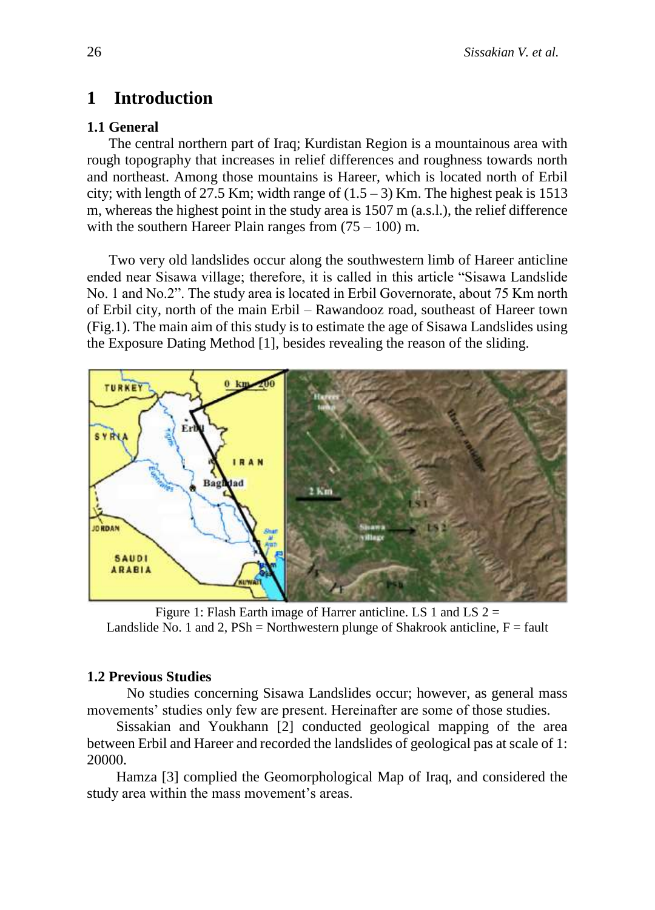# 1 Introduction

### 1.1 General

The central northern part of Iraq; Kurdistan Region is a mountainous area with rough topography that increases in relief differences and roughness towards north and northeast. Among those mountains is Hareer, which is located north of Erbil city; with length of 27.5 Km; width range of (1.5 – 3) Km. The highest peak is 1513 m, whereas the highest point in the study area is 1507 m (a.s.l.), the relief difference with the southern Hareer Plain ranges from (75 – 100) m.

Two very old landslides occur along the southwestern limb of Hareer anticline ended near Sisawa village; therefore, it is called in this article "Sisawa Landslide No. 1 and No.2". The study area is located in Erbil Governorate, about 75 Km north of Erbil city, north of the main Erbil – Rawandooz road, southeast of Hareer town (Fig.1). The main aim of this study is to estimate the age of Sisawa Landslides using the Exposure Dating Method [1], besides revealing the reason of the sliding.

Figure 1: Flash Earth image of Harrer anticline. LS 1 and LS 2 = Landslide No. 1 and 2, PSh = Northwestern plunge of Shakrook anticline, F = fault

### 1.2 Previous Studies

No studies concerning Sisawa Landslides occur; however, as general mass movements' studies only few are present. Hereinafter are some of those studies.

Sissakian and Youkhann [2] conducted geological mapping of the area between Erbil and Hareer and recorded the landslides of geological pas at scale of 1: 20000.

Hamza [3] complied the Geomorphological Map of Iraq, and considered the study area within the mass movement's areas.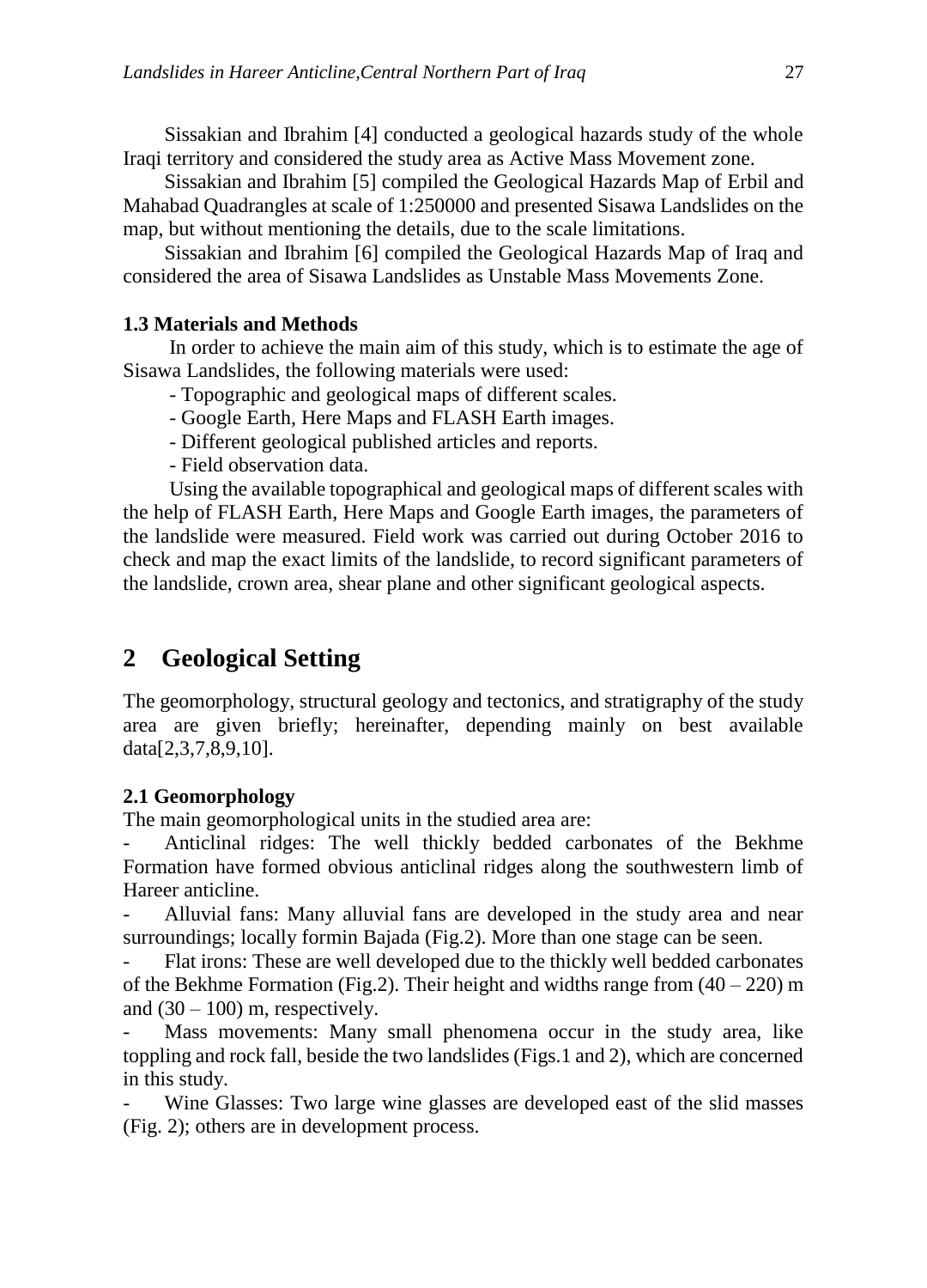Sissakian and Ibrahim [4] conducted a geological hazards study of the whole Iraqi territory and considered the study area as Active Mass Movement zone.

Sissakian and Ibrahim [5] compiled the Geological Hazards Map of Erbil and Mahabad Quadrangles at scale of 1:250000 and presented Sisawa Landslides on the map, but without mentioning the details, due to the scale limitations.

Sissakian and Ibrahim [6] compiled the Geological Hazards Map of Iraq and considered the area of Sisawa Landslides as Unstable Mass Movements Zone.

### 1.3 Materials and Methods

In order to achieve the main aim of this study, which is to estimate the age of Sisawa Landslides, the following materials were used:

- Topographic and geological maps of different scales.
- Google Earth, Here Maps and FLASH Earth images.
- Different geological published articles and reports.
- Field observation data.

Using the available topographical and geological maps of different scales with the help of FLASH Earth, Here Maps and Google Earth images, the parameters of the landslide were measured. Field work was carried out during October 2016 to check and map the exact limits of the landslide, to record significant parameters of the landslide, crown area, shear plane and other significant geological aspects.

## 2 Geological Setting

The geomorphology, structural geology and tectonics, and stratigraphy of the study area are given briefly; hereinafter, depending mainly on best available data[2,3,7,8,9,10].

### 2.1 Geomorphology

The main geomorphological units in the studied area are:

- Anticlinal ridges: The well thickly bedded carbonates of the Bekhme Formation have formed obvious anticlinal ridges along the southwestern limb of Hareer anticline.
- Alluvial fans: Many alluvial fans are developed in the study area and near surroundings; locally formin Bajada (Fig.2). More than one stage can be seen.
- Flat irons: These are well developed due to the thickly well bedded carbonates of the Bekhme Formation (Fig.2). Their height and widths range from (40 – 220) m and (30 – 100) m, respectively.
- Mass movements: Many small phenomena occur in the study area, like toppling and rock fall, beside the two landslides (Figs.1 and 2), which are concerned in this study.
- Wine Glasses: Two large wine glasses are developed east of the slid masses (Fig. 2); others are in development process.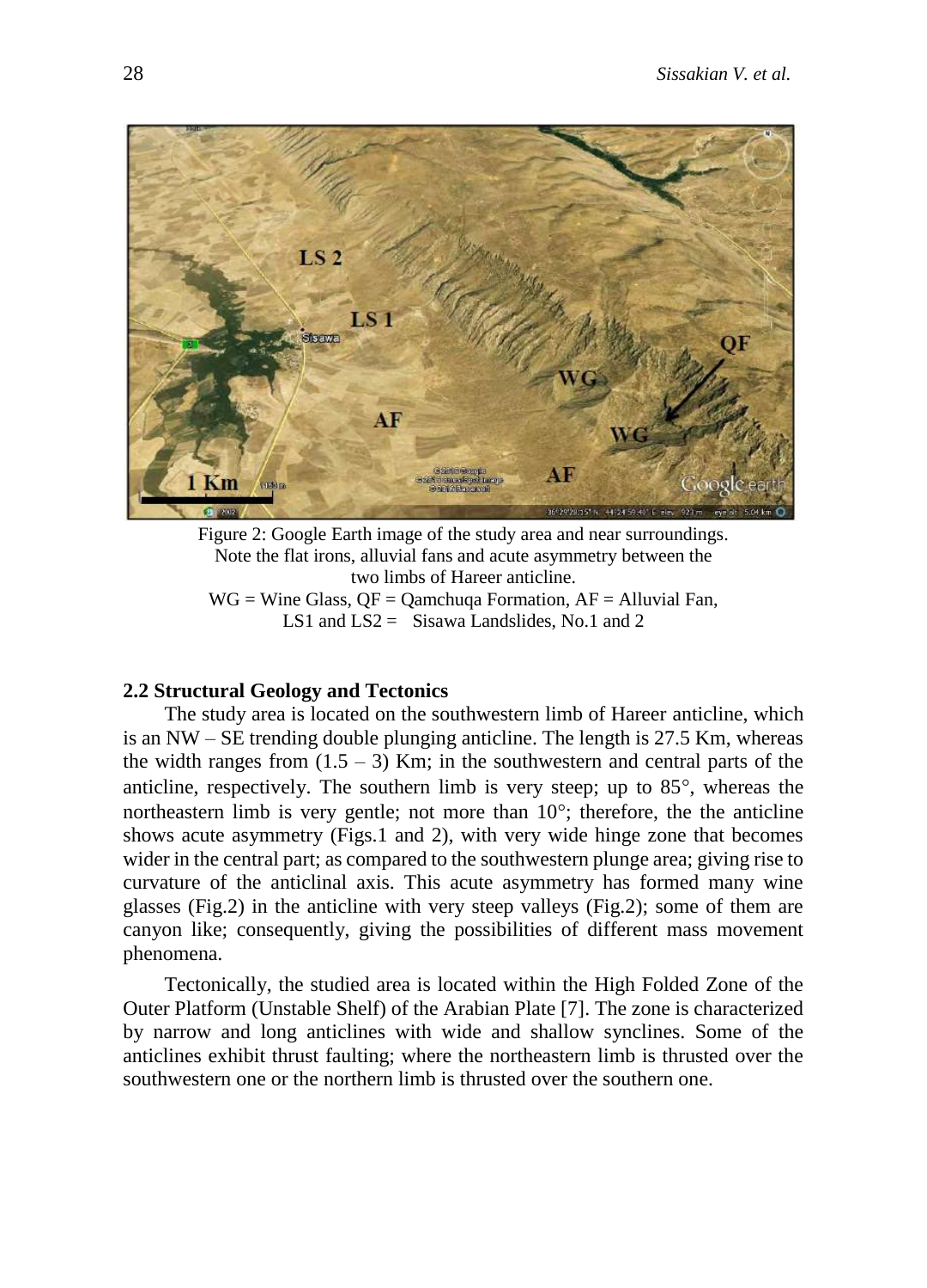Figure 2: Google Earth image of the study area and near surroundings. Note the flat irons, alluvial fans and acute asymmetry between the two limbs of Hareer anticline.
WG = Wine Glass, QF = Qamchuqa Formation, AF = Alluvial Fan, LS1 and LS2 = Sisawa Landslides, No.1 and 2

### 2.2 Structural Geology and Tectonics

The study area is located on the southwestern limb of Hareer anticline, which is an NW – SE trending double plunging anticline. The length is 27.5 Km, whereas the width ranges from (1.5 – 3) Km; in the southwestern and central parts of the anticline, respectively. The southern limb is very steep; up to 85°, whereas the northeastern limb is very gentle; not more than 10°; therefore, the the anticline shows acute asymmetry (Figs.1 and 2), with very wide hinge zone that becomes wider in the central part; as compared to the southwestern plunge area; giving rise to curvature of the anticlinal axis. This acute asymmetry has formed many wine glasses (Fig.2) in the anticline with very steep valleys (Fig.2); some of them are canyon like; consequently, giving the possibilities of different mass movement phenomena.

Tectonically, the studied area is located within the High Folded Zone of the Outer Platform (Unstable Shelf) of the Arabian Plate [7]. The zone is characterized by narrow and long anticlines with wide and shallow synclines. Some of the anticlines exhibit thrust faulting; where the northeastern limb is thrusted over the southwestern one or the northern limb is thrusted over the southern one.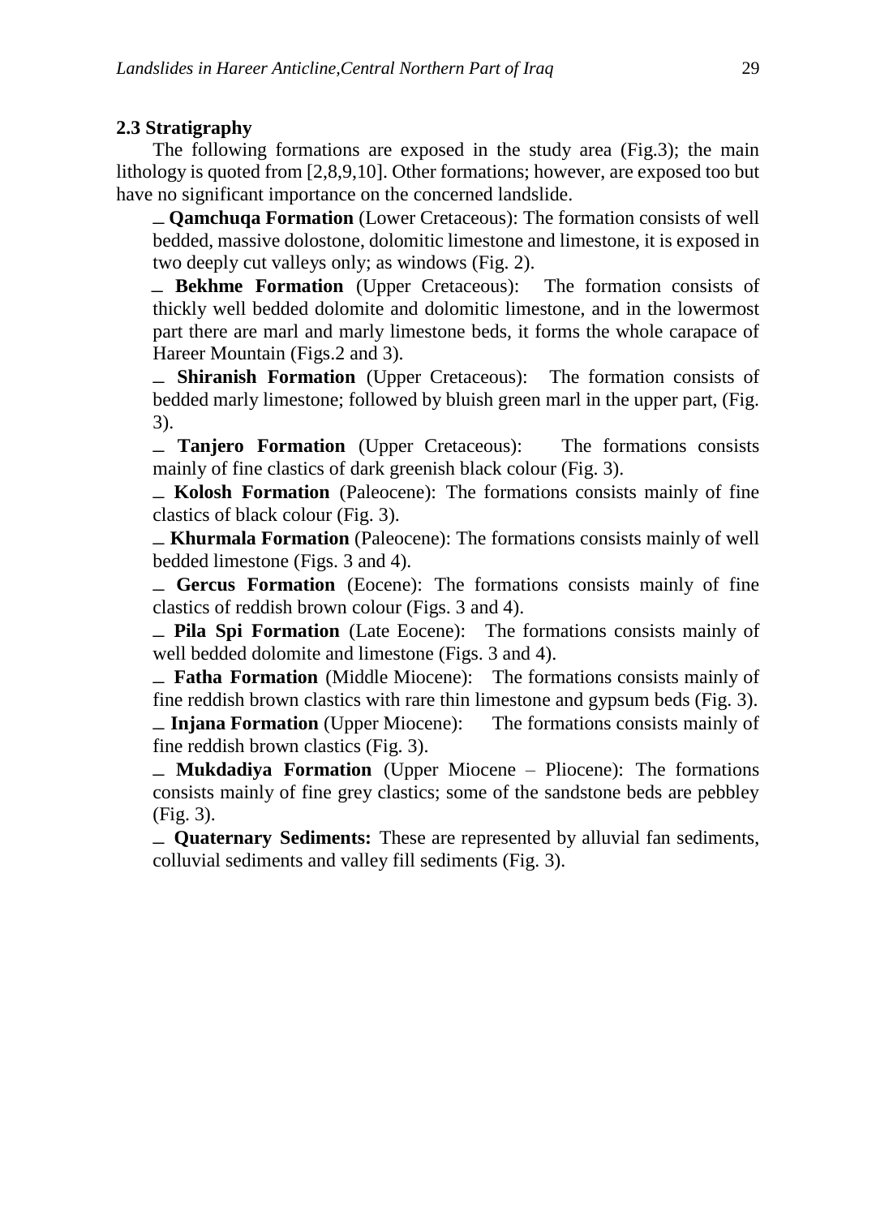### 2.3 Stratigraphy

The following formations are exposed in the study area (Fig.3); the main lithology is quoted from [2,8,9,10]. Other formations; however, are exposed too but have no significant importance on the concerned landslide.

- **Qamchuqa Formation** (Lower Cretaceous): The formation consists of well bedded, massive dolostone, dolomitic limestone and limestone, it is exposed in two deeply cut valleys only; as windows (Fig. 2).
- **Bekhme Formation** (Upper Cretaceous): The formation consists of thickly well bedded dolomite and dolomitic limestone, and in the lowermost part there are marl and marly limestone beds, it forms the whole carapace of Hareer Mountain (Figs.2 and 3).
- **Shiranish Formation** (Upper Cretaceous): The formation consists of bedded marly limestone; followed by bluish green marl in the upper part, (Fig. 3).
- **Tanjero Formation** (Upper Cretaceous): The formations consists mainly of fine clastics of dark greenish black colour (Fig. 3).
- **Kolosh Formation** (Paleocene): The formations consists mainly of fine clastics of black colour (Fig. 3).
- **Khurmala Formation** (Paleocene): The formations consists mainly of well bedded limestone (Figs. 3 and 4).
- **Gercus Formation** (Eocene): The formations consists mainly of fine clastics of reddish brown colour (Figs. 3 and 4).
- **Pila Spi Formation** (Late Eocene): The formations consists mainly of well bedded dolomite and limestone (Figs. 3 and 4).
- **Fatha Formation** (Middle Miocene): The formations consists mainly of fine reddish brown clastics with rare thin limestone and gypsum beds (Fig. 3).
- **Injana Formation** (Upper Miocene): The formations consists mainly of fine reddish brown clastics (Fig. 3).
- **Mukdadiya Formation** (Upper Miocene – Pliocene): The formations consists mainly of fine grey clastics; some of the sandstone beds are pebbley (Fig. 3).
- **Quaternary Sediments:** These are represented by alluvial fan sediments, colluvial sediments and valley fill sediments (Fig. 3).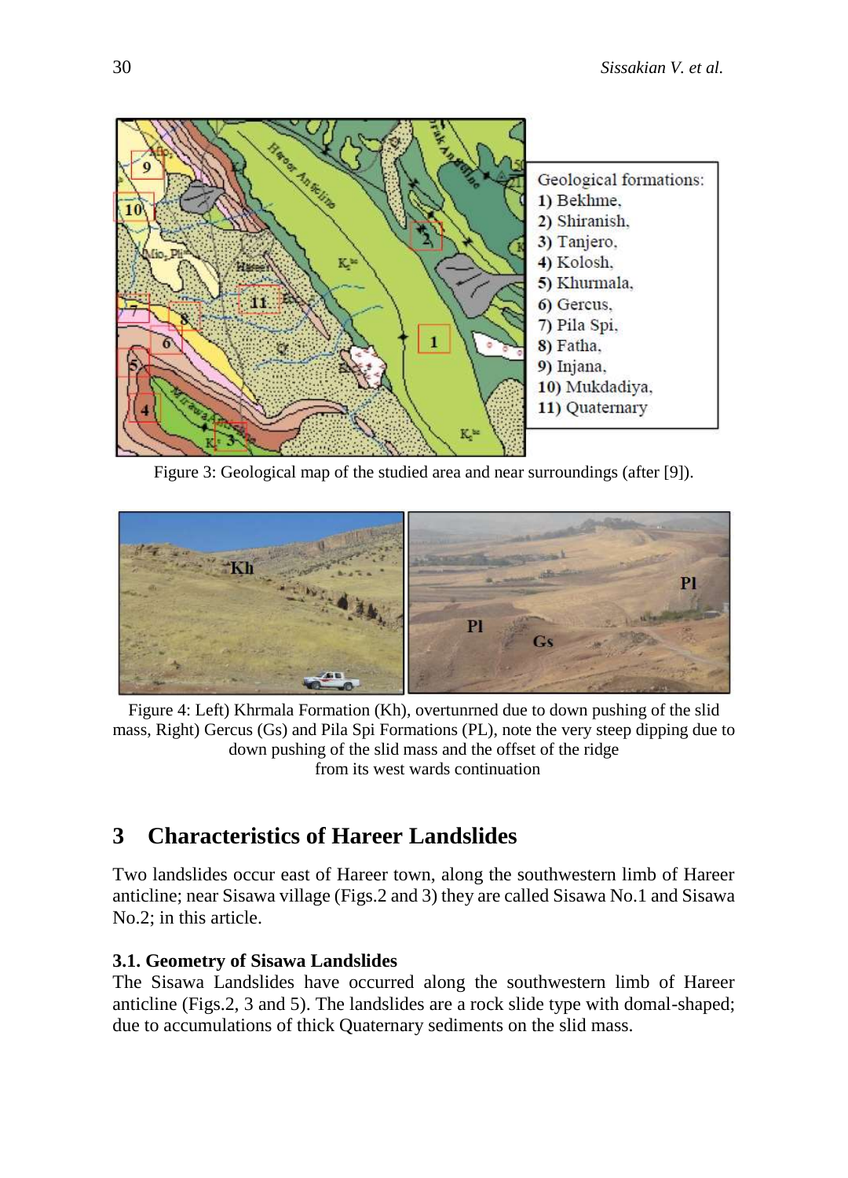Figure 3: Geological map of the studied area and near surroundings (after [9]).

Figure 4: Left) Khrmala Formation (Kh), overtunrned due to down pushing of the slid mass, Right) Gercus (Gs) and Pila Spi Formations (PL), note the very steep dipping due to down pushing of the slid mass and the offset of the ridge from its west wards continuation

## 3 Characteristics of Hareer Landslides

Two landslides occur east of Hareer town, along the southwestern limb of Hareer anticline; near Sisawa village (Figs.2 and 3) they are called Sisawa No.1 and Sisawa No.2; in this article.

### 3.1. Geometry of Sisawa Landslides

The Sisawa Landslides have occurred along the southwestern limb of Hareer anticline (Figs.2, 3 and 5). The landslides are a rock slide type with domal-shaped; due to accumulations of thick Quaternary sediments on the slid mass.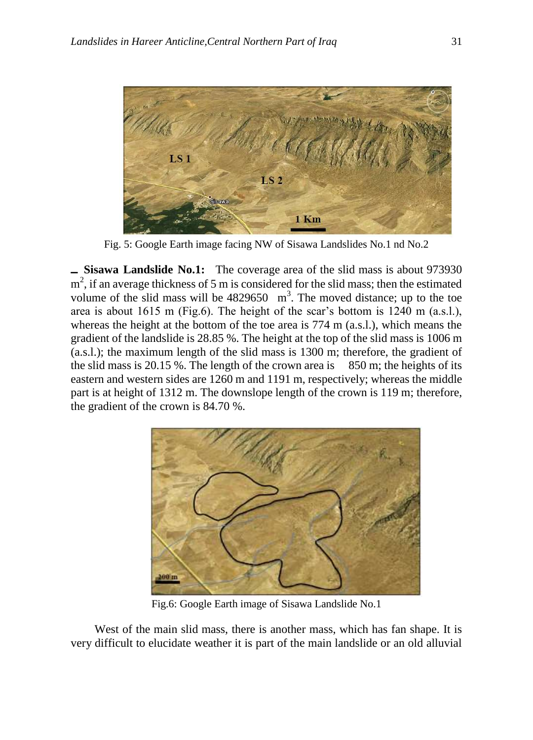Fig. 5: Google Earth image facing NW of Sisawa Landslides No.1 nd No.2

- **Sisawa Landslide No.1:** The coverage area of the slid mass is about 973930 $m^2$, if an average thickness of 5 m is considered for the slid mass; then the estimated volume of the slid mass will be 4829650 $m^3$. The moved distance; up to the toe area is about 1615 m (Fig.6). The height of the scar's bottom is 1240 m (a.s.l.), whereas the height at the bottom of the toe area is 774 m (a.s.l.), which means the gradient of the landslide is 28.85 %. The height at the top of the slid mass is 1006 m (a.s.l.); the maximum length of the slid mass is 1300 m; therefore, the gradient of the slid mass is 20.15 %. The length of the crown area is 850 m; the heights of its eastern and western sides are 1260 m and 1191 m, respectively; whereas the middle part is at height of 1312 m. The downslope length of the crown is 119 m; therefore, the gradient of the crown is 84.70 %.

Fig.6: Google Earth image of Sisawa Landslide No.1

West of the main slid mass, there is another mass, which has fan shape. It is very difficult to elucidate weather it is part of the main landslide or an old alluvial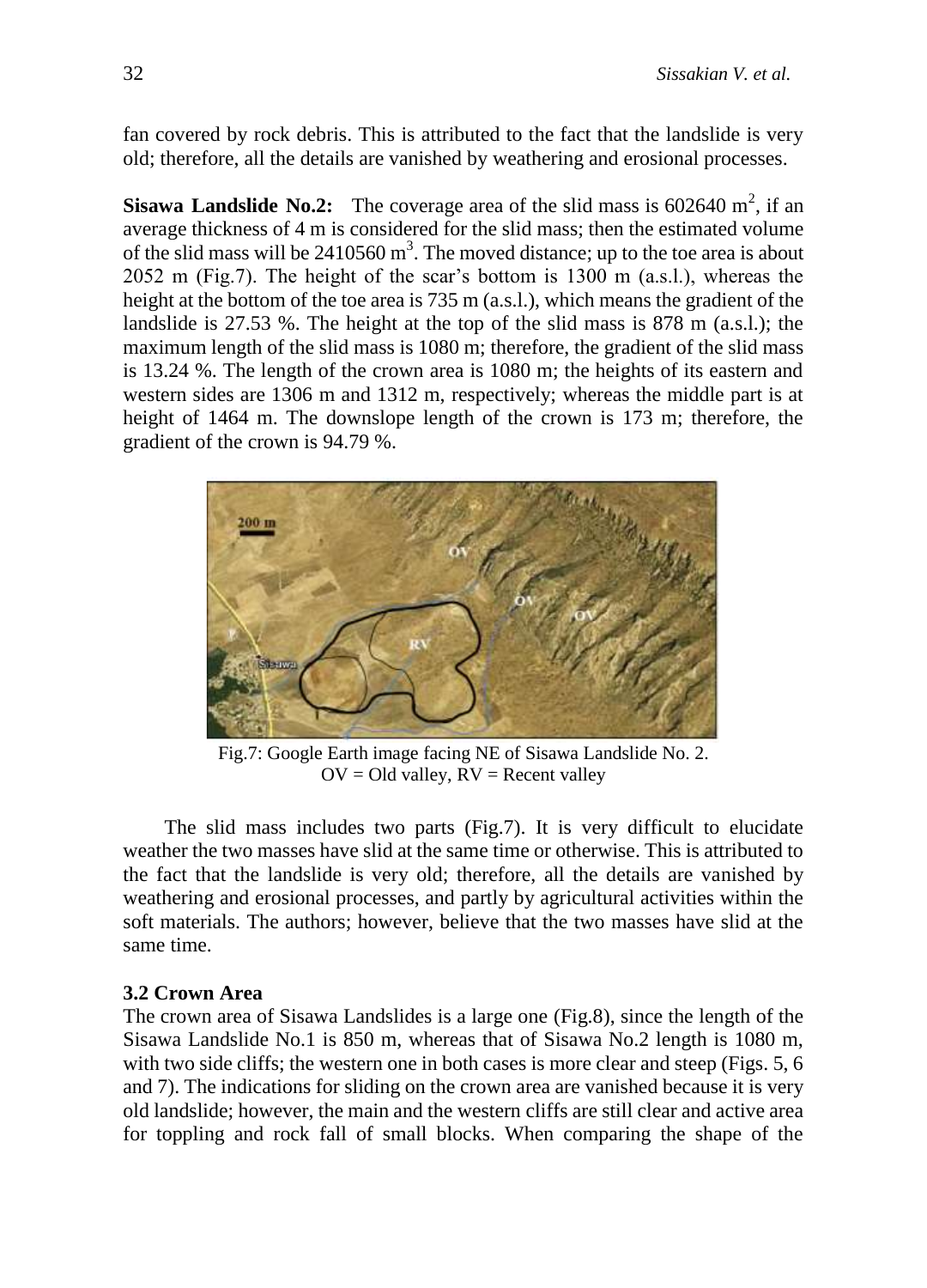fan covered by rock debris. This is attributed to the fact that the landslide is very old; therefore, all the details are vanished by weathering and erosional processes.

**Sisawa Landslide No.2:** The coverage area of the slid mass is 602640 $m^2$, if an average thickness of 4 m is considered for the slid mass; then the estimated volume of the slid mass will be 2410560 $m^3$. The moved distance; up to the toe area is about 2052 m (Fig.7). The height of the scar's bottom is 1300 m (a.s.l.), whereas the height at the bottom of the toe area is 735 m (a.s.l.), which means the gradient of the landslide is 27.53 %. The height at the top of the slid mass is 878 m (a.s.l.); the maximum length of the slid mass is 1080 m; therefore, the gradient of the slid mass is 13.24 %. The length of the crown area is 1080 m; the heights of its eastern and western sides are 1306 m and 1312 m, respectively; whereas the middle part is at height of 1464 m. The downslope length of the crown is 173 m; therefore, the gradient of the crown is 94.79 %.

Fig.7: Google Earth image facing NE of Sisawa Landslide No. 2.
OV = Old valley, RV = Recent valley

The slid mass includes two parts (Fig.7). It is very difficult to elucidate weather the two masses have slid at the same time or otherwise. This is attributed to the fact that the landslide is very old; therefore, all the details are vanished by weathering and erosional processes, and partly by agricultural activities within the soft materials. The authors; however, believe that the two masses have slid at the same time.

### 3.2 Crown Area

The crown area of Sisawa Landslides is a large one (Fig.8), since the length of the Sisawa Landslide No.1 is 850 m, whereas that of Sisawa No.2 length is 1080 m, with two side cliffs; the western one in both cases is more clear and steep (Figs. 5, 6 and 7). The indications for sliding on the crown area are vanished because it is very old landslide; however, the main and the western cliffs are still clear and active area for toppling and rock fall of small blocks. When comparing the shape of the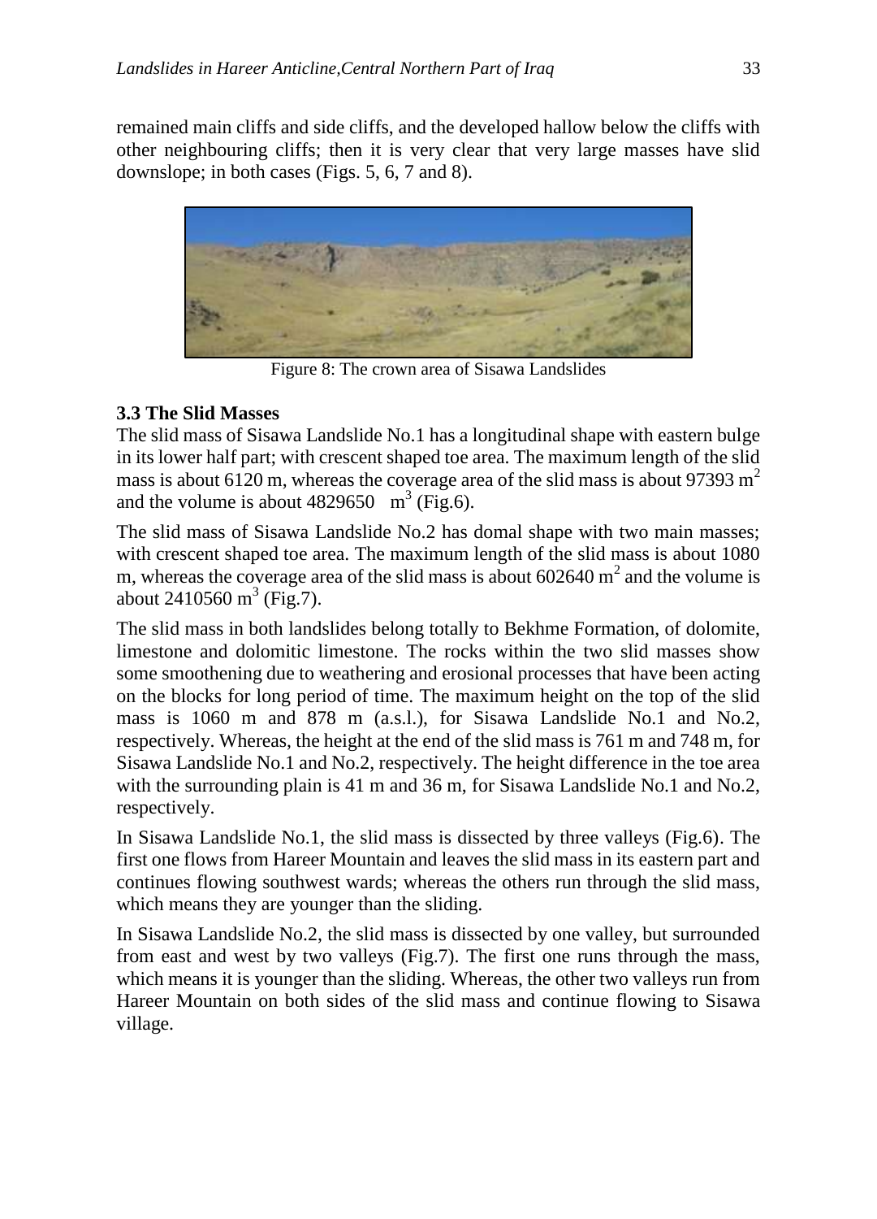remained main cliffs and side cliffs, and the developed hallow below the cliffs with other neighbouring cliffs; then it is very clear that very large masses have slid downslope; in both cases (Figs. 5, 6, 7 and 8).

Figure 8: The crown area of Sisawa Landslides

### 3.3 The Slid Masses

The slid mass of Sisawa Landslide No.1 has a longitudinal shape with eastern bulge in its lower half part; with crescent shaped toe area. The maximum length of the slid mass is about 6120 m, whereas the coverage area of the slid mass is about 97393 $m^2$ and the volume is about 4829650 $m^3$ (Fig.6).

The slid mass of Sisawa Landslide No.2 has domal shape with two main masses; with crescent shaped toe area. The maximum length of the slid mass is about 1080 m, whereas the coverage area of the slid mass is about 602640 $m^2$ and the volume is about 2410560 $m^3$ (Fig.7).

The slid mass in both landslides belong totally to Bekhme Formation, of dolomite, limestone and dolomitic limestone. The rocks within the two slid masses show some smoothening due to weathering and erosional processes that have been acting on the blocks for long period of time. The maximum height on the top of the slid mass is 1060 m and 878 m (a.s.l.), for Sisawa Landslide No.1 and No.2, respectively. Whereas, the height at the end of the slid mass is 761 m and 748 m, for Sisawa Landslide No.1 and No.2, respectively. The height difference in the toe area with the surrounding plain is 41 m and 36 m, for Sisawa Landslide No.1 and No.2, respectively.

In Sisawa Landslide No.1, the slid mass is dissected by three valleys (Fig.6). The first one flows from Hareer Mountain and leaves the slid mass in its eastern part and continues flowing southwest wards; whereas the others run through the slid mass, which means they are younger than the sliding.

In Sisawa Landslide No.2, the slid mass is dissected by one valley, but surrounded from east and west by two valleys (Fig.7). The first one runs through the mass, which means it is younger than the sliding. Whereas, the other two valleys run from Hareer Mountain on both sides of the slid mass and continue flowing to Sisawa village.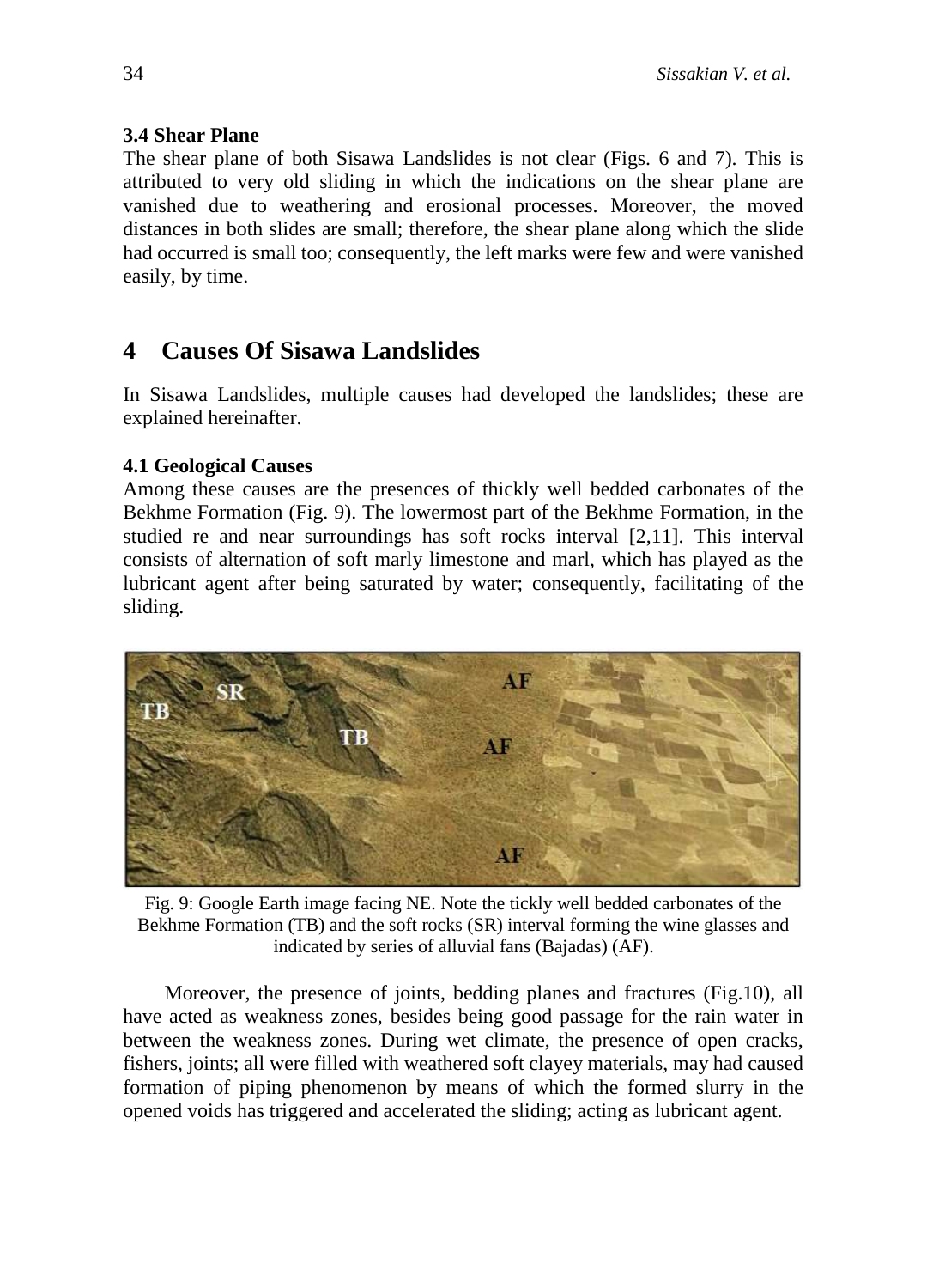### 3.4 Shear Plane

The shear plane of both Sisawa Landslides is not clear (Figs. 6 and 7). This is attributed to very old sliding in which the indications on the shear plane are vanished due to weathering and erosional processes. Moreover, the moved distances in both slides are small; therefore, the shear plane along which the slide had occurred is small too; consequently, the left marks were few and were vanished easily, by time.

## 4 Causes Of Sisawa Landslides

In Sisawa Landslides, multiple causes had developed the landslides; these are explained hereinafter.

### 4.1 Geological Causes

Among these causes are the presences of thickly well bedded carbonates of the Bekhme Formation (Fig. 9). The lowermost part of the Bekhme Formation, in the studied re and near surroundings has soft rocks interval [2,11]. This interval consists of alternation of soft marly limestone and marl, which has played as the lubricant agent after being saturated by water; consequently, facilitating of the sliding.

Fig. 9: Google Earth image facing NE. Note the tickly well bedded carbonates of the Bekhme Formation (TB) and the soft rocks (SR) interval forming the wine glasses and indicated by series of alluvial fans (Bajadas) (AF).

Moreover, the presence of joints, bedding planes and fractures (Fig.10), all have acted as weakness zones, besides being good passage for the rain water in between the weakness zones. During wet climate, the presence of open cracks, fishers, joints; all were filled with weathered soft clayey materials, may had caused formation of piping phenomenon by means of which the formed slurry in the opened voids has triggered and accelerated the sliding; acting as lubricant agent.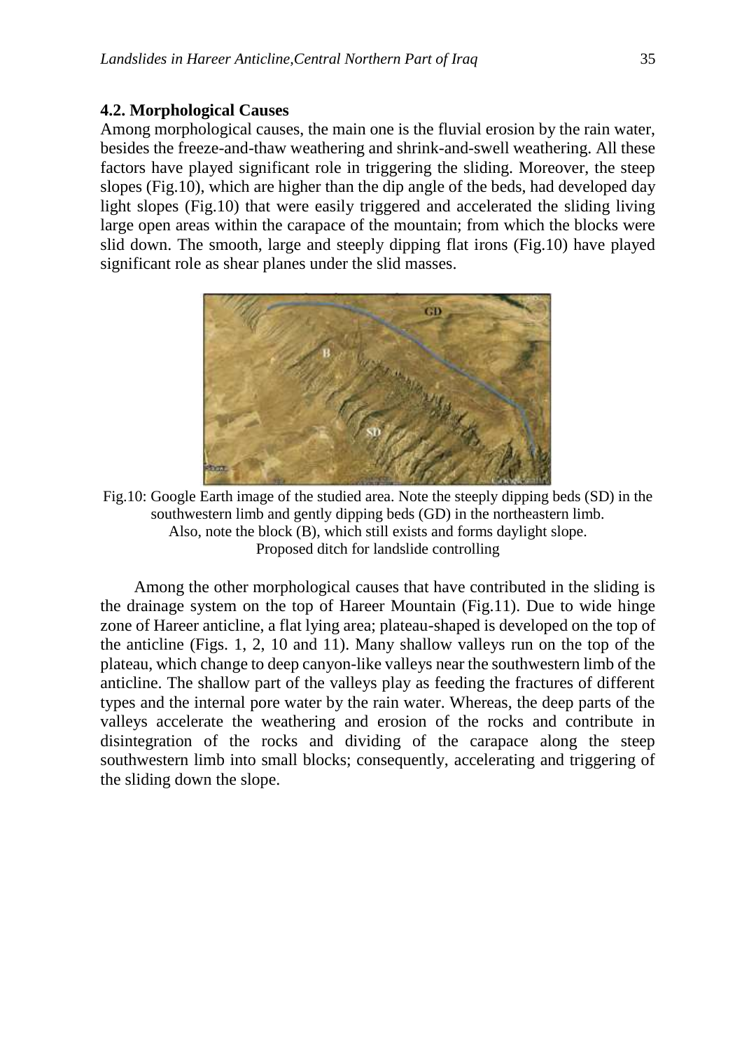### 4.2. Morphological Causes

Among morphological causes, the main one is the fluvial erosion by the rain water, besides the freeze-and-thaw weathering and shrink-and-swell weathering. All these factors have played significant role in triggering the sliding. Moreover, the steep slopes (Fig.10), which are higher than the dip angle of the beds, had developed day light slopes (Fig.10) that were easily triggered and accelerated the sliding living large open areas within the carapace of the mountain; from which the blocks were slid down. The smooth, large and steeply dipping flat irons (Fig.10) have played significant role as shear planes under the slid masses.

Fig.10: Google Earth image of the studied area. Note the steeply dipping beds (SD) in the southwestern limb and gently dipping beds (GD) in the northeastern limb. Also, note the block (B), which still exists and forms daylight slope. Proposed ditch for landslide controlling

Among the other morphological causes that have contributed in the sliding is the drainage system on the top of Hareer Mountain (Fig.11). Due to wide hinge zone of Hareer anticline, a flat lying area; plateau-shaped is developed on the top of the anticline (Figs. 1, 2, 10 and 11). Many shallow valleys run on the top of the plateau, which change to deep canyon-like valleys near the southwestern limb of the anticline. The shallow part of the valleys play as feeding the fractures of different types and the internal pore water by the rain water. Whereas, the deep parts of the valleys accelerate the weathering and erosion of the rocks and contribute in disintegration of the rocks and dividing of the carapace along the steep southwestern limb into small blocks; consequently, accelerating and triggering of the sliding down the slope.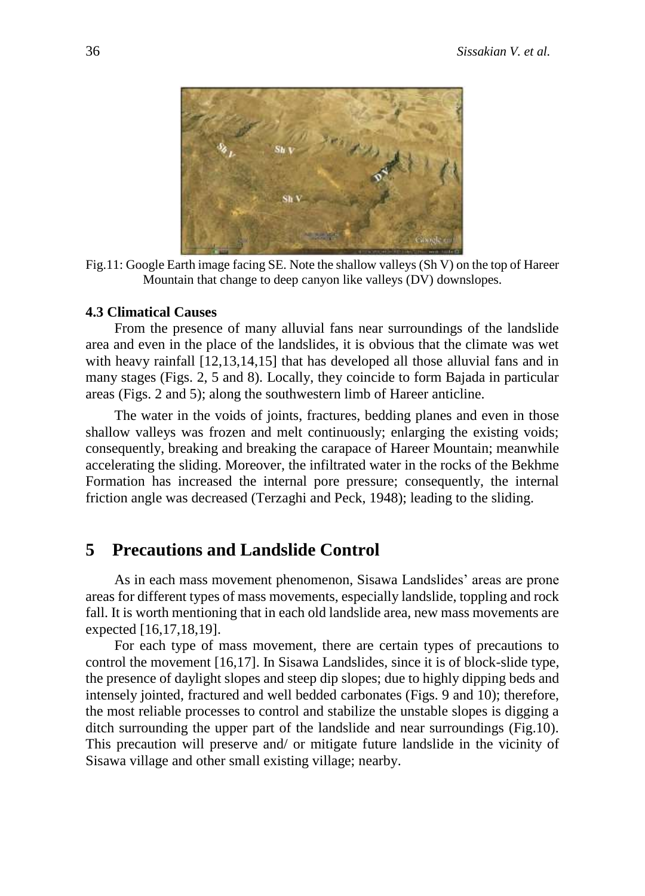Fig.11: Google Earth image facing SE. Note the shallow valleys (Sh V) on the top of Hareer Mountain that change to deep canyon like valleys (DV) downslopes.

### 4.3 Climatical Causes

From the presence of many alluvial fans near surroundings of the landslide area and even in the place of the landslides, it is obvious that the climate was wet with heavy rainfall [12,13,14,15] that has developed all those alluvial fans and in many stages (Figs. 2, 5 and 8). Locally, they coincide to form Bajada in particular areas (Figs. 2 and 5); along the southwestern limb of Hareer anticline.

The water in the voids of joints, fractures, bedding planes and even in those shallow valleys was frozen and melt continuously; enlarging the existing voids; consequently, breaking and breaking the carapace of Hareer Mountain; meanwhile accelerating the sliding. Moreover, the infiltrated water in the rocks of the Bekhme Formation has increased the internal pore pressure; consequently, the internal friction angle was decreased (Terzaghi and Peck, 1948); leading to the sliding.

## 5 Precautions and Landslide Control

As in each mass movement phenomenon, Sisawa Landslides' areas are prone areas for different types of mass movements, especially landslide, toppling and rock fall. It is worth mentioning that in each old landslide area, new mass movements are expected [16,17,18,19].

For each type of mass movement, there are certain types of precautions to control the movement [16,17]. In Sisawa Landslides, since it is of block-slide type, the presence of daylight slopes and steep dip slopes; due to highly dipping beds and intensely jointed, fractured and well bedded carbonates (Figs. 9 and 10); therefore, the most reliable processes to control and stabilize the unstable slopes is digging a ditch surrounding the upper part of the landslide and near surroundings (Fig.10). This precaution will preserve and/ or mitigate future landslide in the vicinity of Sisawa village and other small existing village; nearby.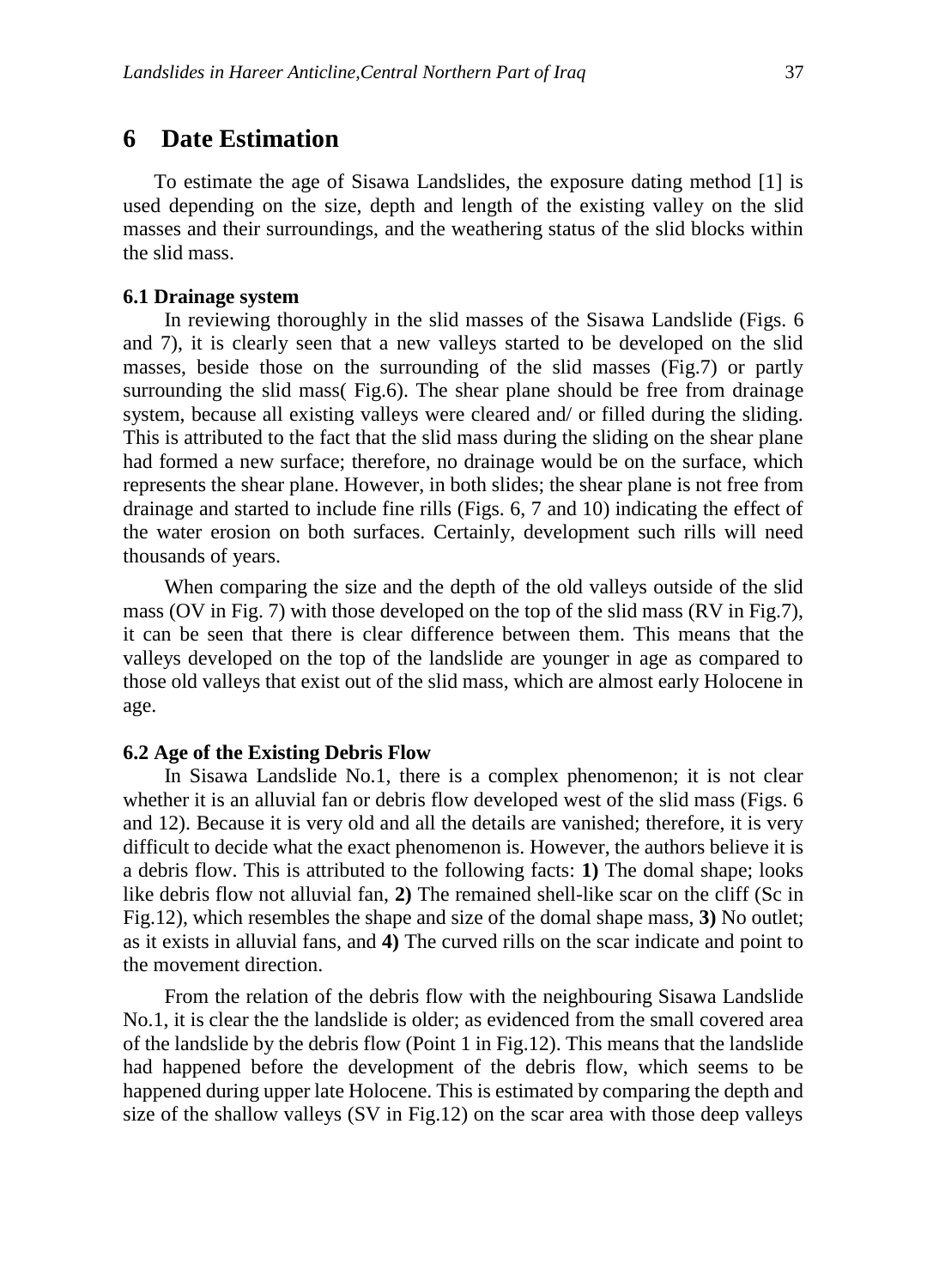## 6 Date Estimation

To estimate the age of Sisawa Landslides, the exposure dating method [1] is used depending on the size, depth and length of the existing valley on the slid masses and their surroundings, and the weathering status of the slid blocks within the slid mass.

### 6.1 Drainage system

In reviewing thoroughly in the slid masses of the Sisawa Landslide (Figs. 6 and 7), it is clearly seen that a new valleys started to be developed on the slid masses, beside those on the surrounding of the slid masses (Fig.7) or partly surrounding the slid mass( Fig.6). The shear plane should be free from drainage system, because all existing valleys were cleared and/ or filled during the sliding. This is attributed to the fact that the slid mass during the sliding on the shear plane had formed a new surface; therefore, no drainage would be on the surface, which represents the shear plane. However, in both slides; the shear plane is not free from drainage and started to include fine rills (Figs. 6, 7 and 10) indicating the effect of the water erosion on both surfaces. Certainly, development such rills will need thousands of years.

When comparing the size and the depth of the old valleys outside of the slid mass (OV in Fig. 7) with those developed on the top of the slid mass (RV in Fig.7), it can be seen that there is clear difference between them. This means that the valleys developed on the top of the landslide are younger in age as compared to those old valleys that exist out of the slid mass, which are almost early Holocene in age.

### 6.2 Age of the Existing Debris Flow

In Sisawa Landslide No.1, there is a complex phenomenon; it is not clear whether it is an alluvial fan or debris flow developed west of the slid mass (Figs. 6 and 12). Because it is very old and all the details are vanished; therefore, it is very difficult to decide what the exact phenomenon is. However, the authors believe it is a debris flow. This is attributed to the following facts: **1)** The domal shape; looks like debris flow not alluvial fan, **2)** The remained shell-like scar on the cliff (Sc in Fig.12), which resembles the shape and size of the domal shape mass, **3)** No outlet; as it exists in alluvial fans, and **4)** The curved rills on the scar indicate and point to the movement direction.

From the relation of the debris flow with the neighbouring Sisawa Landslide No.1, it is clear the the landslide is older; as evidenced from the small covered area of the landslide by the debris flow (Point 1 in Fig.12). This means that the landslide had happened before the development of the debris flow, which seems to be happened during upper late Holocene. This is estimated by comparing the depth and size of the shallow valleys (SV in Fig.12) on the scar area with those deep valleys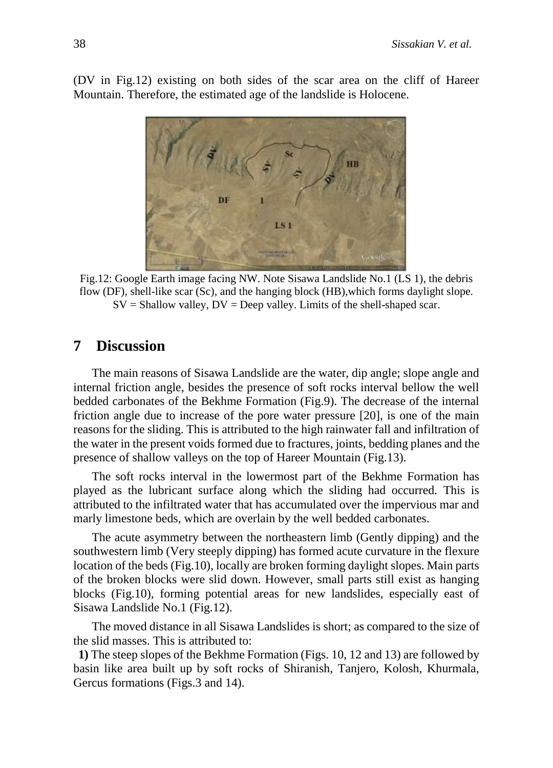(DV in Fig.12) existing on both sides of the scar area on the cliff of Hareer Mountain. Therefore, the estimated age of the landslide is Holocene.

Fig.12: Google Earth image facing NW. Note Sisawa Landslide No.1 (LS 1), the debris flow (DF), shell-like scar (Sc), and the hanging block (HB),which forms daylight slope. SV = Shallow valley, DV = Deep valley. Limits of the shell-shaped scar.

## 7 Discussion

The main reasons of Sisawa Landslide are the water, dip angle; slope angle and internal friction angle, besides the presence of soft rocks interval bellow the well bedded carbonates of the Bekhme Formation (Fig.9). The decrease of the internal friction angle due to increase of the pore water pressure [20], is one of the main reasons for the sliding. This is attributed to the high rainwater fall and infiltration of the water in the present voids formed due to fractures, joints, bedding planes and the presence of shallow valleys on the top of Hareer Mountain (Fig.13).

The soft rocks interval in the lowermost part of the Bekhme Formation has played as the lubricant surface along which the sliding had occurred. This is attributed to the infiltrated water that has accumulated over the impervious mar and marly limestone beds, which are overlain by the well bedded carbonates.

The acute asymmetry between the northeastern limb (Gently dipping) and the southwestern limb (Very steeply dipping) has formed acute curvature in the flexure location of the beds (Fig.10), locally are broken forming daylight slopes. Main parts of the broken blocks were slid down. However, small parts still exist as hanging blocks (Fig.10), forming potential areas for new landslides, especially east of Sisawa Landslide No.1 (Fig.12).

The moved distance in all Sisawa Landslides is short; as compared to the size of the slid masses. This is attributed to:

**1)** The steep slopes of the Bekhme Formation (Figs. 10, 12 and 13) are followed by basin like area built up by soft rocks of Shiranish, Tanjero, Kolosh, Khurmala, Gercus formations (Figs.3 and 14).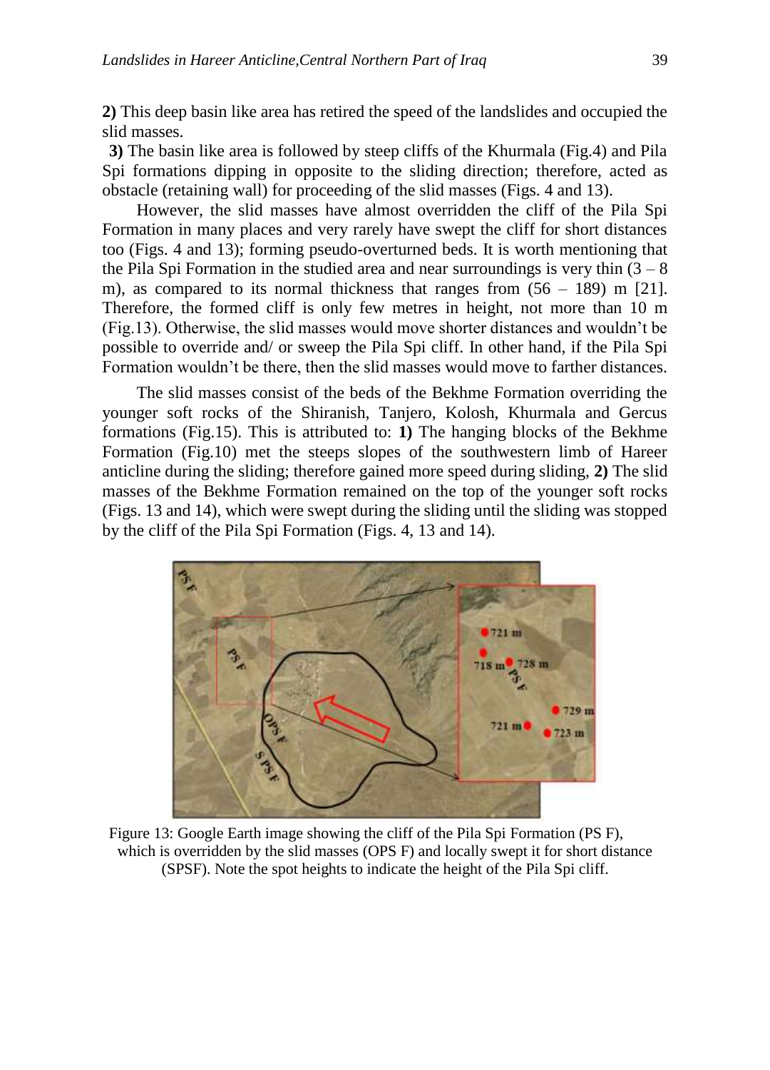**2)** This deep basin like area has retired the speed of the landslides and occupied the slid masses.

**3)** The basin like area is followed by steep cliffs of the Khurmala (Fig.4) and Pila Spi formations dipping in opposite to the sliding direction; therefore, acted as obstacle (retaining wall) for proceeding of the slid masses (Figs. 4 and 13).

However, the slid masses have almost overridden the cliff of the Pila Spi Formation in many places and very rarely have swept the cliff for short distances too (Figs. 4 and 13); forming pseudo-overturned beds. It is worth mentioning that the Pila Spi Formation in the studied area and near surroundings is very thin (3 – 8 m), as compared to its normal thickness that ranges from (56 – 189) m [21]. Therefore, the formed cliff is only few metres in height, not more than 10 m (Fig.13). Otherwise, the slid masses would move shorter distances and wouldn't be possible to override and/ or sweep the Pila Spi cliff. In other hand, if the Pila Spi Formation wouldn't be there, then the slid masses would move to farther distances.

The slid masses consist of the beds of the Bekhme Formation overriding the younger soft rocks of the Shiranish, Tanjero, Kolosh, Khurmala and Gercus formations (Fig.15). This is attributed to: **1)** The hanging blocks of the Bekhme Formation (Fig.10) met the steeps slopes of the southwestern limb of Hareer anticline during the sliding; therefore gained more speed during sliding, **2)** The slid masses of the Bekhme Formation remained on the top of the younger soft rocks (Figs. 13 and 14), which were swept during the sliding until the sliding was stopped by the cliff of the Pila Spi Formation (Figs. 4, 13 and 14).

Figure 13: Google Earth image showing the cliff of the Pila Spi Formation (PS F), which is overridden by the slid masses (OPS F) and locally swept it for short distance (SPSF). Note the spot heights to indicate the height of the Pila Spi cliff.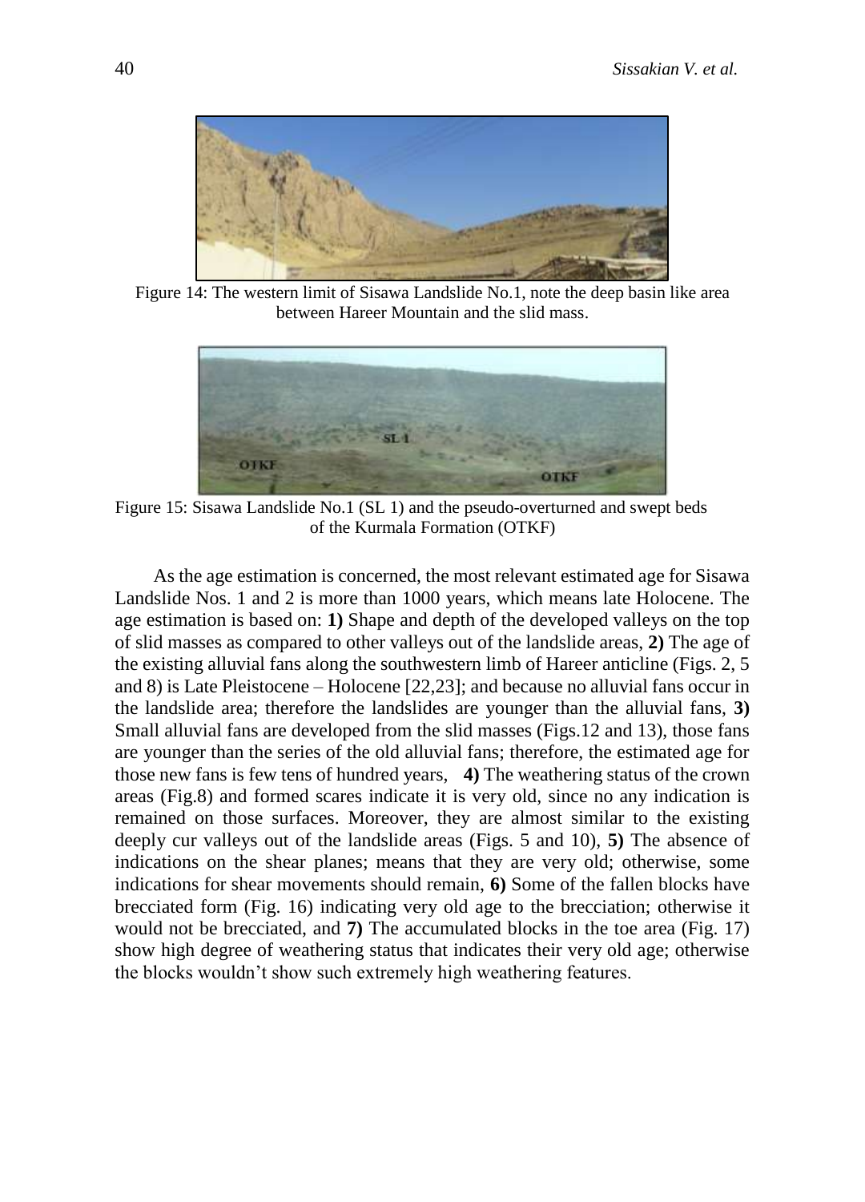Figure 14: The western limit of Sisawa Landslide No.1, note the deep basin like area between Hareer Mountain and the slid mass.

Figure 15: Sisawa Landslide No.1 (SL 1) and the pseudo-overturned and swept beds of the Kurmala Formation (OTKF)

As the age estimation is concerned, the most relevant estimated age for Sisawa Landslide Nos. 1 and 2 is more than 1000 years, which means late Holocene. The age estimation is based on: **1)** Shape and depth of the developed valleys on the top of slid masses as compared to other valleys out of the landslide areas, **2)** The age of the existing alluvial fans along the southwestern limb of Hareer anticline (Figs. 2, 5 and 8) is Late Pleistocene – Holocene [22,23]; and because no alluvial fans occur in the landslide area; therefore the landslides are younger than the alluvial fans, **3)** Small alluvial fans are developed from the slid masses (Figs.12 and 13), those fans are younger than the series of the old alluvial fans; therefore, the estimated age for those new fans is few tens of hundred years, **4)** The weathering status of the crown areas (Fig.8) and formed scares indicate it is very old, since no any indication is remained on those surfaces. Moreover, they are almost similar to the existing deeply cur valleys out of the landslide areas (Figs. 5 and 10), **5)** The absence of indications on the shear planes; means that they are very old; otherwise, some indications for shear movements should remain, **6)** Some of the fallen blocks have brecciated form (Fig. 16) indicating very old age to the brecciation; otherwise it would not be brecciated, and **7)** The accumulated blocks in the toe area (Fig. 17) show high degree of weathering status that indicates their very old age; otherwise the blocks wouldn't show such extremely high weathering features.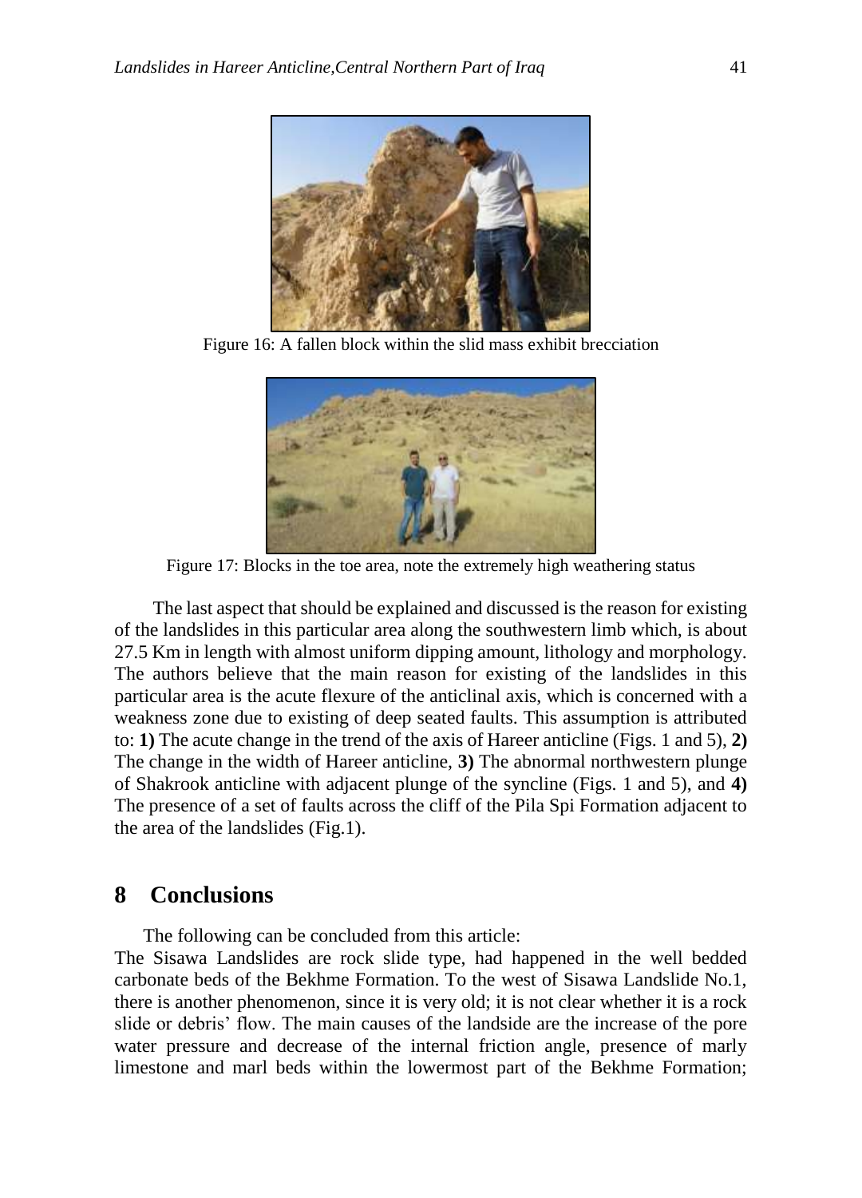Figure 16: A fallen block within the slid mass exhibit brecciation

Figure 17: Blocks in the toe area, note the extremely high weathering status

The last aspect that should be explained and discussed is the reason for existing of the landslides in this particular area along the southwestern limb which, is about 27.5 Km in length with almost uniform dipping amount, lithology and morphology. The authors believe that the main reason for existing of the landslides in this particular area is the acute flexure of the anticlinal axis, which is concerned with a weakness zone due to existing of deep seated faults. This assumption is attributed to: **1)** The acute change in the trend of the axis of Hareer anticline (Figs. 1 and 5), **2)** The change in the width of Hareer anticline, **3)** The abnormal northwestern plunge of Shakrook anticline with adjacent plunge of the syncline (Figs. 1 and 5), and **4)** The presence of a set of faults across the cliff of the Pila Spi Formation adjacent to the area of the landslides (Fig.1).

## 8 Conclusions

The following can be concluded from this article:

The Sisawa Landslides are rock slide type, had happened in the well bedded carbonate beds of the Bekhme Formation. To the west of Sisawa Landslide No.1, there is another phenomenon, since it is very old; it is not clear whether it is a rock slide or debris' flow. The main causes of the landside are the increase of the pore water pressure and decrease of the internal friction angle, presence of marly limestone and marl beds within the lowermost part of the Bekhme Formation;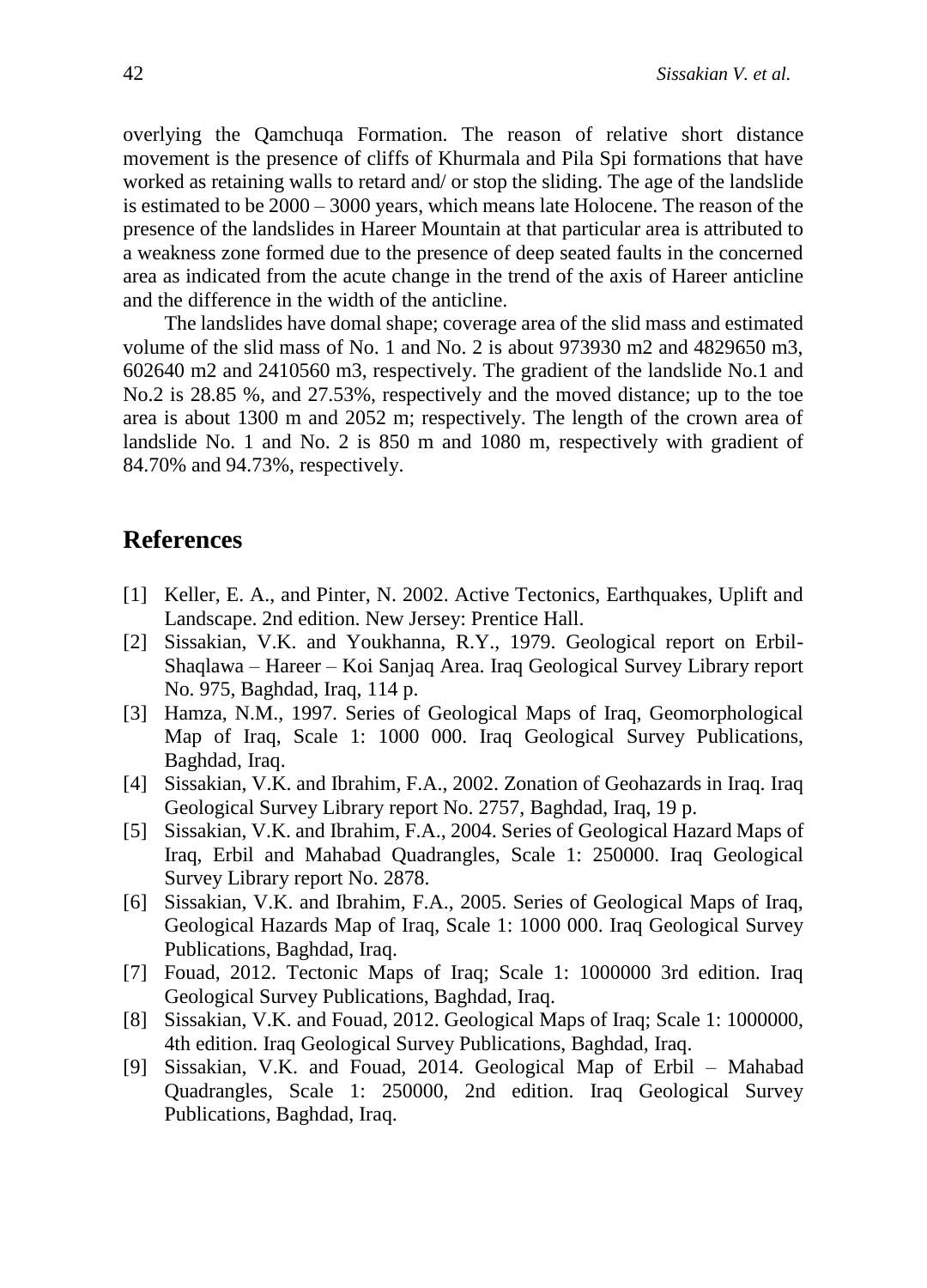overlying the Qamchuqa Formation. The reason of relative short distance movement is the presence of cliffs of Khurmala and Pila Spi formations that have worked as retaining walls to retard and/ or stop the sliding. The age of the landslide is estimated to be 2000 – 3000 years, which means late Holocene. The reason of the presence of the landslides in Hareer Mountain at that particular area is attributed to a weakness zone formed due to the presence of deep seated faults in the concerned area as indicated from the acute change in the trend of the axis of Hareer anticline and the difference in the width of the anticline.

The landslides have domal shape; coverage area of the slid mass and estimated volume of the slid mass of No. 1 and No. 2 is about 973930 m2 and 4829650 m3, 602640 m2 and 2410560 m3, respectively. The gradient of the landslide No.1 and No.2 is 28.85 %, and 27.53%, respectively and the moved distance; up to the toe area is about 1300 m and 2052 m; respectively. The length of the crown area of landslide No. 1 and No. 2 is 850 m and 1080 m, respectively with gradient of 84.70% and 94.73%, respectively.

## References

[1] Keller, E. A., and Pinter, N. 2002. Active Tectonics, Earthquakes, Uplift and Landscape. 2nd edition. New Jersey: Prentice Hall.

[2] Sissakian, V.K. and Youkhanna, R.Y., 1979. Geological report on Erbil-Shaqlawa – Hareer – Koi Sanjaq Area. Iraq Geological Survey Library report No. 975, Baghdad, Iraq, 114 p.

[3] Hamza, N.M., 1997. Series of Geological Maps of Iraq, Geomorphological Map of Iraq, Scale 1: 1000 000. Iraq Geological Survey Publications, Baghdad, Iraq.

[4] Sissakian, V.K. and Ibrahim, F.A., 2002. Zonation of Geohazards in Iraq. Iraq Geological Survey Library report No. 2757, Baghdad, Iraq, 19 p.

[5] Sissakian, V.K. and Ibrahim, F.A., 2004. Series of Geological Hazard Maps of Iraq, Erbil and Mahabad Quadrangles, Scale 1: 250000. Iraq Geological Survey Library report No. 2878.

[6] Sissakian, V.K. and Ibrahim, F.A., 2005. Series of Geological Maps of Iraq, Geological Hazards Map of Iraq, Scale 1: 1000 000. Iraq Geological Survey Publications, Baghdad, Iraq.

[7] Fouad, 2012. Tectonic Maps of Iraq; Scale 1: 1000000 3rd edition. Iraq Geological Survey Publications, Baghdad, Iraq.

[8] Sissakian, V.K. and Fouad, 2012. Geological Maps of Iraq; Scale 1: 1000000, 4th edition. Iraq Geological Survey Publications, Baghdad, Iraq.

[9] Sissakian, V.K. and Fouad, 2014. Geological Map of Erbil – Mahabad Quadrangles, Scale 1: 250000, 2nd edition. Iraq Geological Survey Publications, Baghdad, Iraq.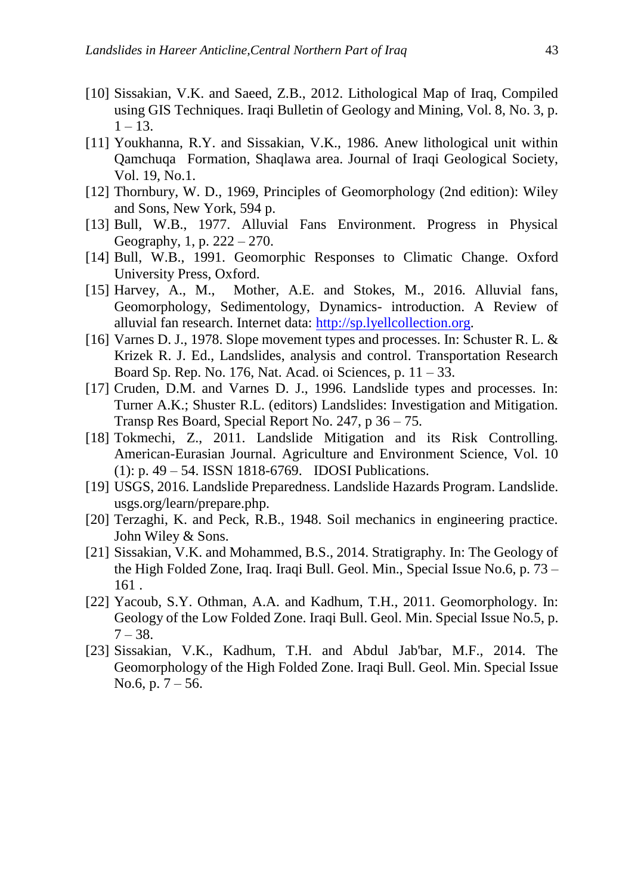[10] Sissakian, V.K. and Saeed, Z.B., 2012. Lithological Map of Iraq, Compiled using GIS Techniques. Iraqi Bulletin of Geology and Mining, Vol. 8, No. 3, p. 1 – 13.

[11] Youkhanna, R.Y. and Sissakian, V.K., 1986. Anew lithological unit within Qamchuqa Formation, Shaqlawa area. Journal of Iraqi Geological Society, Vol. 19, No.1.

[12] Thornbury, W. D., 1969, Principles of Geomorphology (2nd edition): Wiley and Sons, New York, 594 p.

[13] Bull, W.B., 1977. Alluvial Fans Environment. Progress in Physical Geography, 1, p. 222 – 270.

[14] Bull, W.B., 1991. Geomorphic Responses to Climatic Change. Oxford University Press, Oxford.

[15] Harvey, A., M., Mother, A.E. and Stokes, M., 2016. Alluvial fans, Geomorphology, Sedimentology, Dynamics- introduction. A Review of alluvial fan research. Internet data: http://sp.lyellcollection.org.

[16] Varnes D. J., 1978. Slope movement types and processes. In: Schuster R. L. & Krizek R. J. Ed., Landslides, analysis and control. Transportation Research Board Sp. Rep. No. 176, Nat. Acad. oi Sciences, p. 11 – 33.

[17] Cruden, D.M. and Varnes D. J., 1996. Landslide types and processes. In: Turner A.K.; Shuster R.L. (editors) Landslides: Investigation and Mitigation. Transp Res Board, Special Report No. 247, p 36 – 75.

[18] Tokmechi, Z., 2011. Landslide Mitigation and its Risk Controlling. American-Eurasian Journal. Agriculture and Environment Science, Vol. 10 (1): p. 49 – 54. ISSN 1818-6769. IDOSI Publications.

[19] USGS, 2016. Landslide Preparedness. Landslide Hazards Program. Landslide. usgs.org/learn/prepare.php.

[20] Terzaghi, K. and Peck, R.B., 1948. Soil mechanics in engineering practice. John Wiley & Sons.

[21] Sissakian, V.K. and Mohammed, B.S., 2014. Stratigraphy. In: The Geology of the High Folded Zone, Iraq. Iraqi Bull. Geol. Min., Special Issue No.6, p. 73 – 161 .

[22] Yacoub, S.Y. Othman, A.A. and Kadhum, T.H., 2011. Geomorphology. In: Geology of the Low Folded Zone. Iraqi Bull. Geol. Min. Special Issue No.5, p. 7 – 38.

[23] Sissakian, V.K., Kadhum, T.H. and Abdul Jab'bar, M.F., 2014. The Geomorphology of the High Folded Zone. Iraqi Bull. Geol. Min. Special Issue No.6, p. 7 – 56.